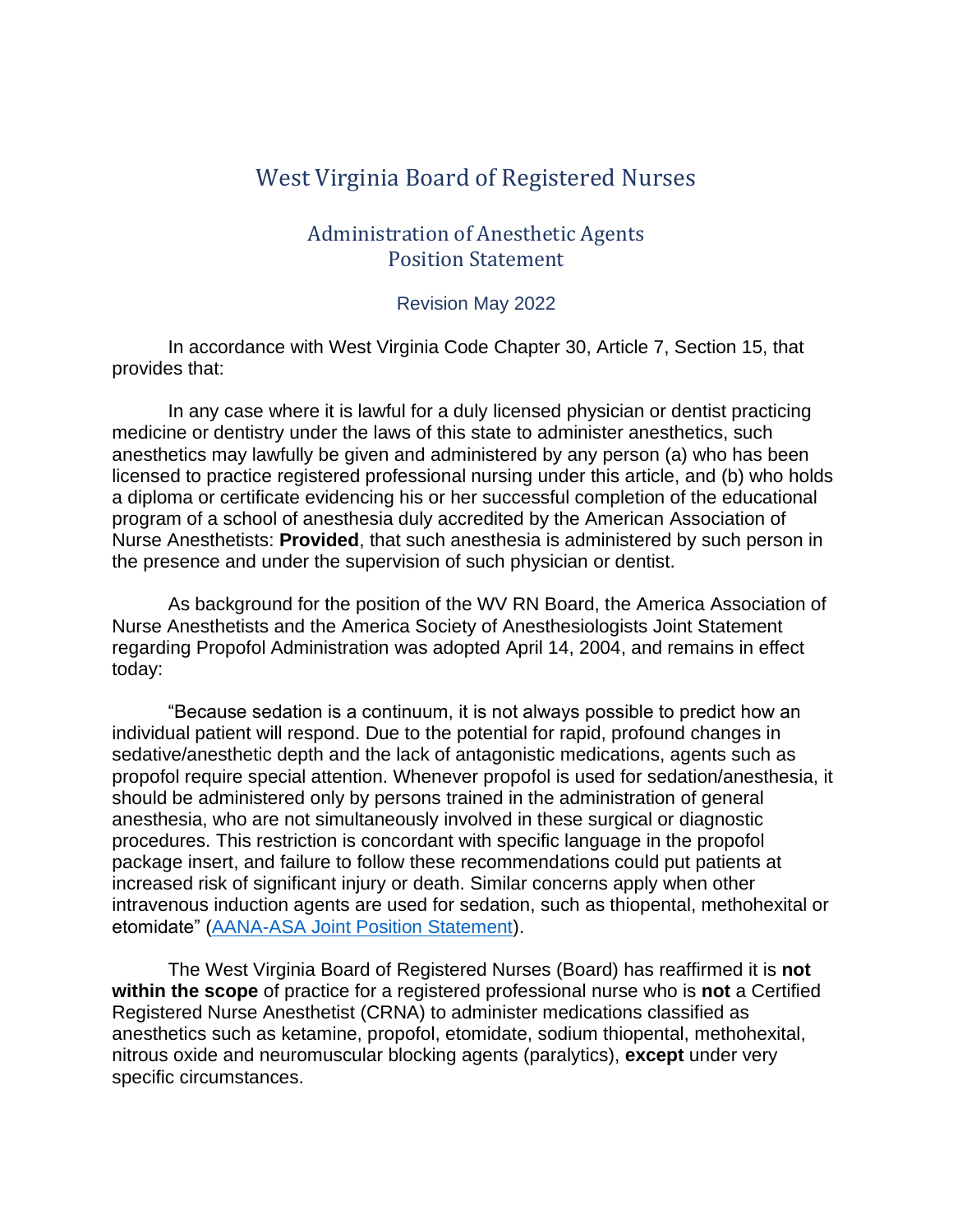# West Virginia Board of Registered Nurses

## Administration of Anesthetic Agents Position Statement

Revision May 2022

In accordance with West Virginia Code Chapter 30, Article 7, Section 15, that provides that:

In any case where it is lawful for a duly licensed physician or dentist practicing medicine or dentistry under the laws of this state to administer anesthetics, such anesthetics may lawfully be given and administered by any person (a) who has been licensed to practice registered professional nursing under this article, and (b) who holds a diploma or certificate evidencing his or her successful completion of the educational program of a school of anesthesia duly accredited by the American Association of Nurse Anesthetists: **Provided**, that such anesthesia is administered by such person in the presence and under the supervision of such physician or dentist.

As background for the position of the WV RN Board, the America Association of Nurse Anesthetists and the America Society of Anesthesiologists Joint Statement regarding Propofol Administration was adopted April 14, 2004, and remains in effect today:

"Because sedation is a continuum, it is not always possible to predict how an individual patient will respond. Due to the potential for rapid, profound changes in sedative/anesthetic depth and the lack of antagonistic medications, agents such as propofol require special attention. Whenever propofol is used for sedation/anesthesia, it should be administered only by persons trained in the administration of general anesthesia, who are not simultaneously involved in these surgical or diagnostic procedures. This restriction is concordant with specific language in the propofol package insert, and failure to follow these recommendations could put patients at increased risk of significant injury or death. Similar concerns apply when other intravenous induction agents are used for sedation, such as thiopental, methohexital or etomidate" (AANA-ASA Joint Position Statement).

The West Virginia Board of Registered Nurses (Board) has reaffirmed it is **not within the scope** of practice for a registered professional nurse who is **not** a Certified Registered Nurse Anesthetist (CRNA) to administer medications classified as anesthetics such as ketamine, propofol, etomidate, sodium thiopental, methohexital, nitrous oxide and neuromuscular blocking agents (paralytics), **except** under very specific circumstances.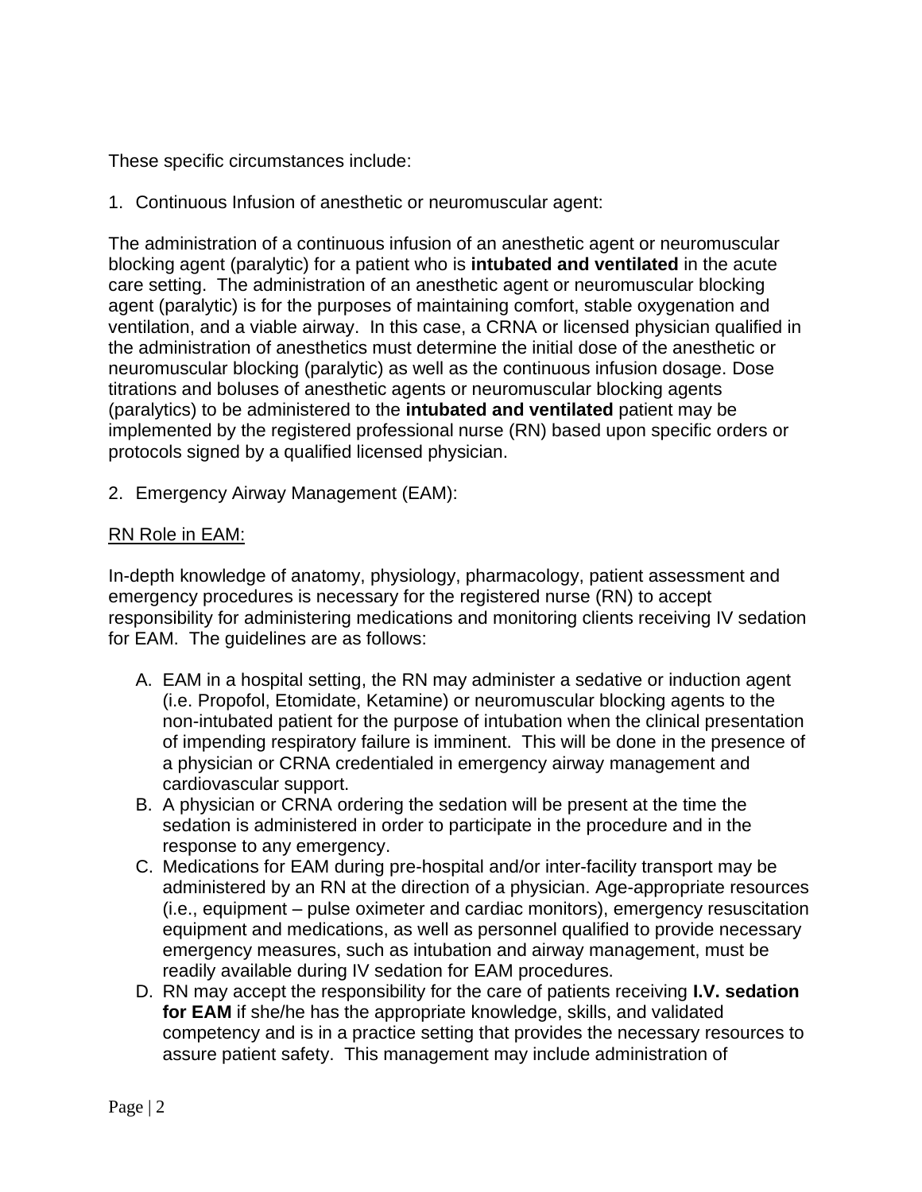These specific circumstances include:

1. Continuous Infusion of anesthetic or neuromuscular agent:

The administration of a continuous infusion of an anesthetic agent or neuromuscular blocking agent (paralytic) for a patient who is **intubated and ventilated** in the acute care setting. The administration of an anesthetic agent or neuromuscular blocking agent (paralytic) is for the purposes of maintaining comfort, stable oxygenation and ventilation, and a viable airway. In this case, a CRNA or licensed physician qualified in the administration of anesthetics must determine the initial dose of the anesthetic or neuromuscular blocking (paralytic) as well as the continuous infusion dosage. Dose titrations and boluses of anesthetic agents or neuromuscular blocking agents (paralytics) to be administered to the **intubated and ventilated** patient may be implemented by the registered professional nurse (RN) based upon specific orders or protocols signed by a qualified licensed physician.

2. Emergency Airway Management (EAM):

<u>RN Role in EAM:</u>

In-depth knowledge of anatomy, physiology, pharmacology, patient assessment and emergency procedures is necessary for the registered nurse (RN) to accept responsibility for administering medications and monitoring clients receiving IV sedation for EAM. The guidelines are as follows:

A. EAM in a hospital setting, the RN may administer a sedative or induction agent (i.e. Propofol, Etomidate, Ketamine) or neuromuscular blocking agents to the non-intubated patient for the purpose of intubation when the clinical presentation of impending respiratory failure is imminent. This will be done in the presence of a physician or CRNA credentialed in emergency airway management and cardiovascular support.
B. A physician or CRNA ordering the sedation will be present at the time the sedation is administered in order to participate in the procedure and in the response to any emergency.
C. Medications for EAM during pre-hospital and/or inter-facility transport may be administered by an RN at the direction of a physician. Age-appropriate resources (i.e., equipment – pulse oximeter and cardiac monitors), emergency resuscitation equipment and medications, as well as personnel qualified to provide necessary emergency measures, such as intubation and airway management, must be readily available during IV sedation for EAM procedures.
D. RN may accept the responsibility for the care of patients receiving **I.V. sedation for EAM** if she/he has the appropriate knowledge, skills, and validated competency and is in a practice setting that provides the necessary resources to assure patient safety. This management may include administration of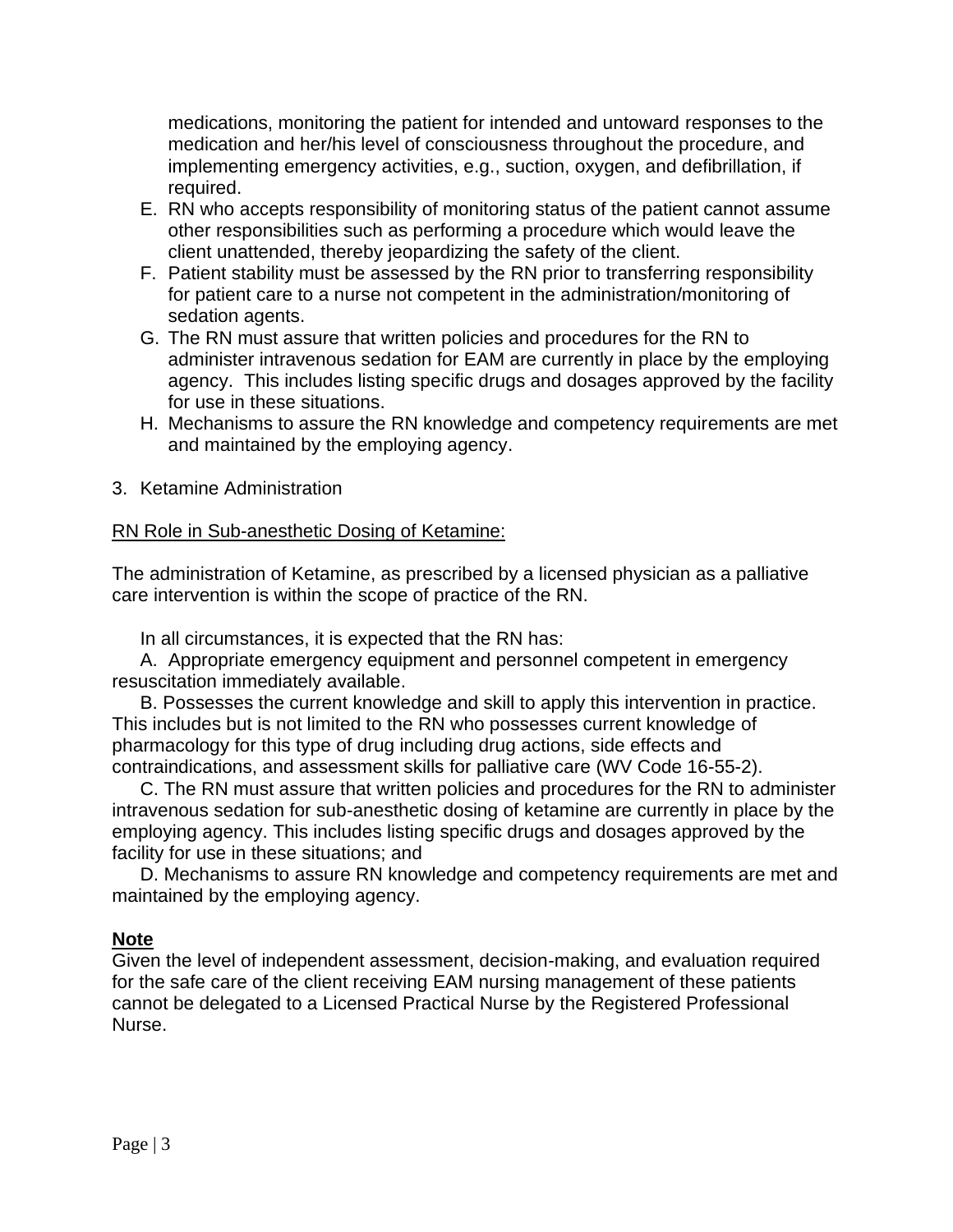medications, monitoring the patient for intended and untoward responses to the medication and her/his level of consciousness throughout the procedure, and implementing emergency activities, e.g., suction, oxygen, and defibrillation, if required.

E. RN who accepts responsibility of monitoring status of the patient cannot assume other responsibilities such as performing a procedure which would leave the client unattended, thereby jeopardizing the safety of the client.

F. Patient stability must be assessed by the RN prior to transferring responsibility for patient care to a nurse not competent in the administration/monitoring of sedation agents.

G. The RN must assure that written policies and procedures for the RN to administer intravenous sedation for EAM are currently in place by the employing agency. This includes listing specific drugs and dosages approved by the facility for use in these situations.

H. Mechanisms to assure the RN knowledge and competency requirements are met and maintained by the employing agency.

3. Ketamine Administration

<u>RN Role in Sub-anesthetic Dosing of Ketamine:</u>

The administration of Ketamine, as prescribed by a licensed physician as a palliative care intervention is within the scope of practice of the RN.

In all circumstances, it is expected that the RN has:

A. Appropriate emergency equipment and personnel competent in emergency resuscitation immediately available.

B. Possesses the current knowledge and skill to apply this intervention in practice. This includes but is not limited to the RN who possesses current knowledge of pharmacology for this type of drug including drug actions, side effects and contraindications, and assessment skills for palliative care (WV Code 16-55-2).

C. The RN must assure that written policies and procedures for the RN to administer intravenous sedation for sub-anesthetic dosing of ketamine are currently in place by the employing agency. This includes listing specific drugs and dosages approved by the facility for use in these situations; and

D. Mechanisms to assure RN knowledge and competency requirements are met and maintained by the employing agency.

**<u>Note</u>**

Given the level of independent assessment, decision-making, and evaluation required for the safe care of the client receiving EAM nursing management of these patients cannot be delegated to a Licensed Practical Nurse by the Registered Professional Nurse.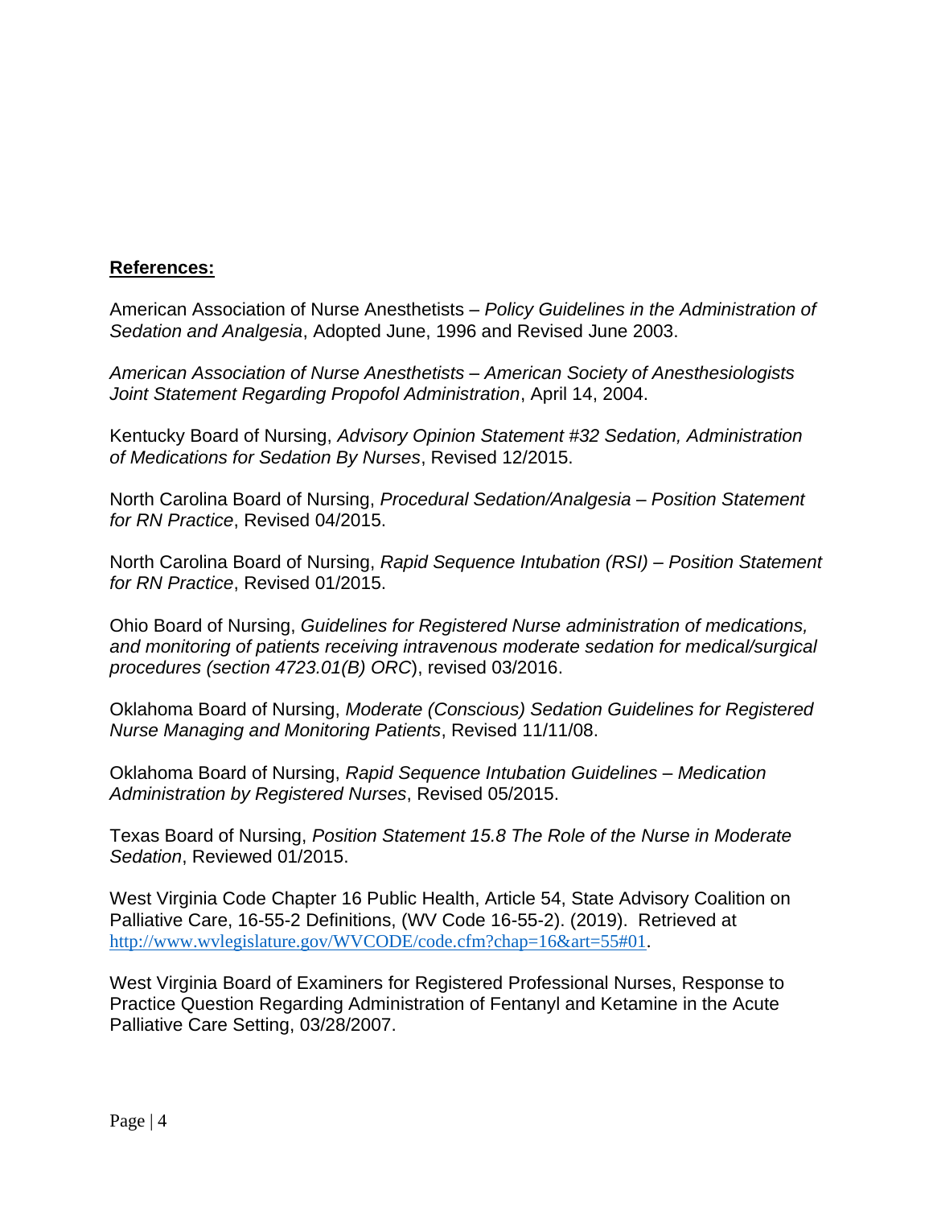**References:**

American Association of Nurse Anesthetists – *Policy Guidelines in the Administration of Sedation and Analgesia*, Adopted June, 1996 and Revised June 2003.

*American Association of Nurse Anesthetists – American Society of Anesthesiologists Joint Statement Regarding Propofol Administration*, April 14, 2004.

Kentucky Board of Nursing, *Advisory Opinion Statement #32 Sedation, Administration of Medications for Sedation By Nurses*, Revised 12/2015.

North Carolina Board of Nursing, *Procedural Sedation/Analgesia – Position Statement for RN Practice*, Revised 04/2015.

North Carolina Board of Nursing, *Rapid Sequence Intubation (RSI) – Position Statement for RN Practice*, Revised 01/2015.

Ohio Board of Nursing, *Guidelines for Registered Nurse administration of medications, and monitoring of patients receiving intravenous moderate sedation for medical/surgical procedures (section 4723.01(B) ORC*), revised 03/2016.

Oklahoma Board of Nursing, *Moderate (Conscious) Sedation Guidelines for Registered Nurse Managing and Monitoring Patients*, Revised 11/11/08.

Oklahoma Board of Nursing, *Rapid Sequence Intubation Guidelines – Medication Administration by Registered Nurses*, Revised 05/2015.

Texas Board of Nursing, *Position Statement 15.8 The Role of the Nurse in Moderate Sedation*, Reviewed 01/2015.

West Virginia Code Chapter 16 Public Health, Article 54, State Advisory Coalition on Palliative Care, 16-55-2 Definitions, (WV Code 16-55-2). (2019). Retrieved at http://www.wvlegislature.gov/WVCODE/code.cfm?chap=16&art=55#01.

West Virginia Board of Examiners for Registered Professional Nurses, Response to Practice Question Regarding Administration of Fentanyl and Ketamine in the Acute Palliative Care Setting, 03/28/2007.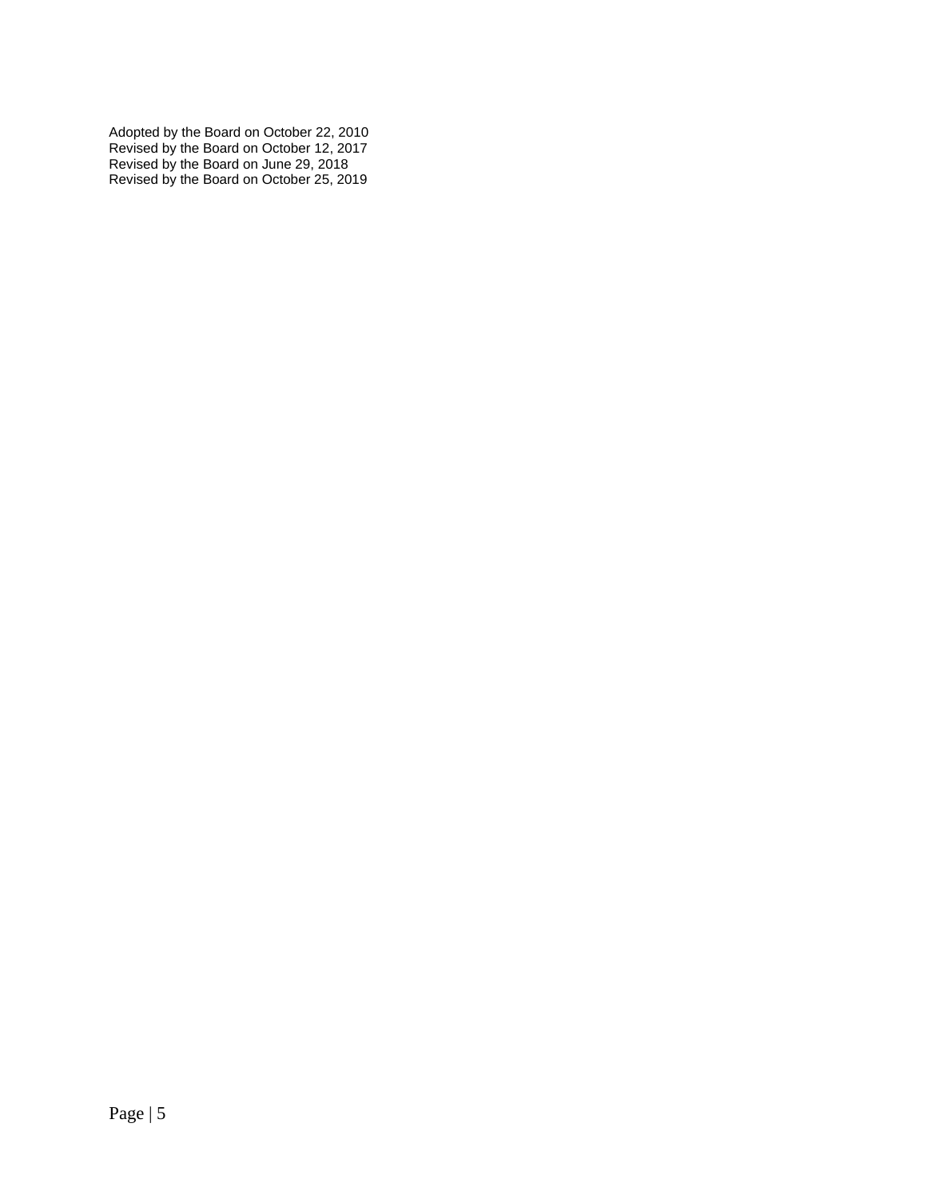Adopted by the Board on October 22, 2010
Revised by the Board on October 12, 2017
Revised by the Board on June 29, 2018
Revised by the Board on October 25, 2019